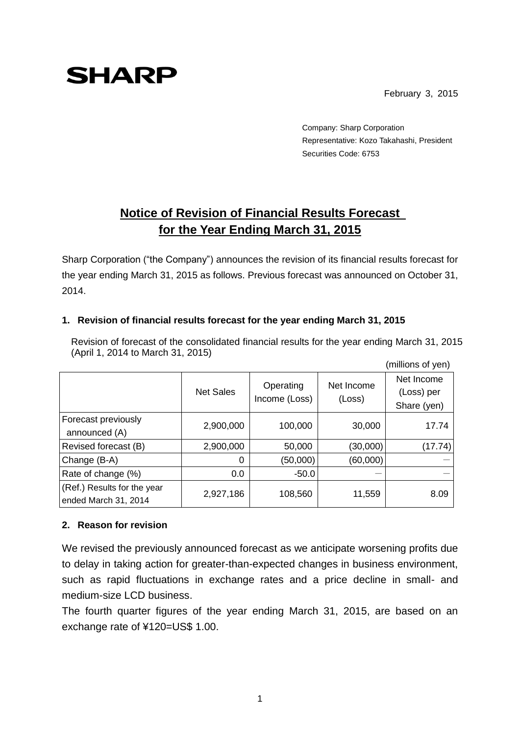SHARP

February 3, 2015

Company: Sharp Corporation
Representative: Kozo Takahashi, President
Securities Code: 6753

# Notice of Revision of Financial Results Forecast for the Year Ending March 31, 2015

Sharp Corporation ("the Company") announces the revision of its financial results forecast for the year ending March 31, 2015 as follows. Previous forecast was announced on October 31, 2014.

## 1. Revision of financial results forecast for the year ending March 31, 2015

Revision of forecast of the consolidated financial results for the year ending March 31, 2015 (April 1, 2014 to March 31, 2015)

(millions of yen)

| | Net Sales | Operating Income (Loss) | Net Income (Loss) | Net Income (Loss) per Share (yen) |
|---|---|---|---|---|
| Forecast previously announced (A) | 2,900,000 | 100,000 | 30,000 | 17.74 |
| Revised forecast (B) | 2,900,000 | 50,000 | (30,000) | (17.74) |
| Change (B-A) | 0 | (50,000) | (60,000) | ― |
| Rate of change (%) | 0.0 | -50.0 | ― | ― |
| (Ref.) Results for the year ended March 31, 2014 | 2,927,186 | 108,560 | 11,559 | 8.09 |

## 2. Reason for revision

We revised the previously announced forecast as we anticipate worsening profits due to delay in taking action for greater-than-expected changes in business environment, such as rapid fluctuations in exchange rates and a price decline in small- and medium-size LCD business.

The fourth quarter figures of the year ending March 31, 2015, are based on an exchange rate of ¥120=US$ 1.00.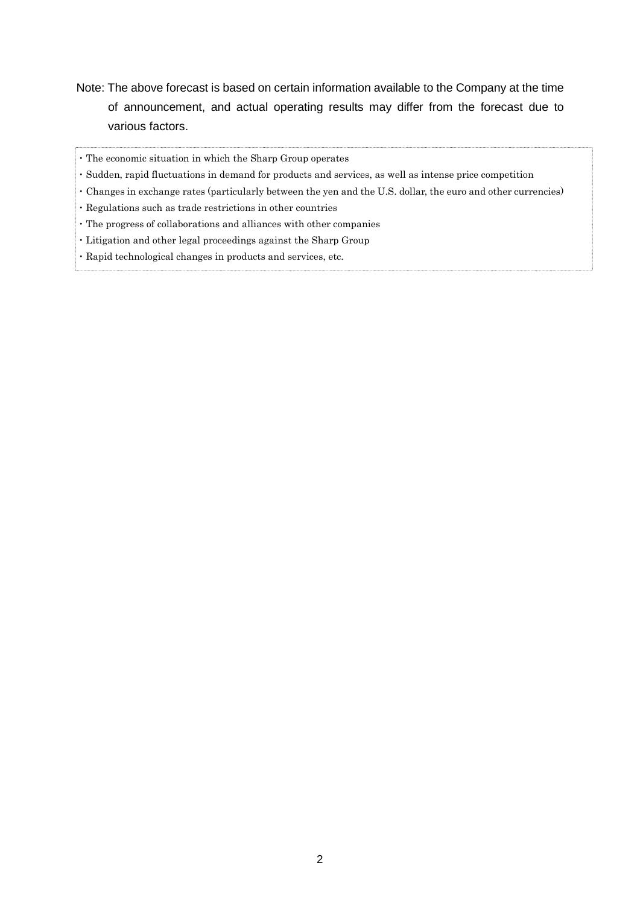Note: The above forecast is based on certain information available to the Company at the time of announcement, and actual operating results may differ from the forecast due to various factors.

- The economic situation in which the Sharp Group operates
- Sudden, rapid fluctuations in demand for products and services, as well as intense price competition
- Changes in exchange rates (particularly between the yen and the U.S. dollar, the euro and other currencies)
- Regulations such as trade restrictions in other countries
- The progress of collaborations and alliances with other companies
- Litigation and other legal proceedings against the Sharp Group
- Rapid technological changes in products and services, etc.